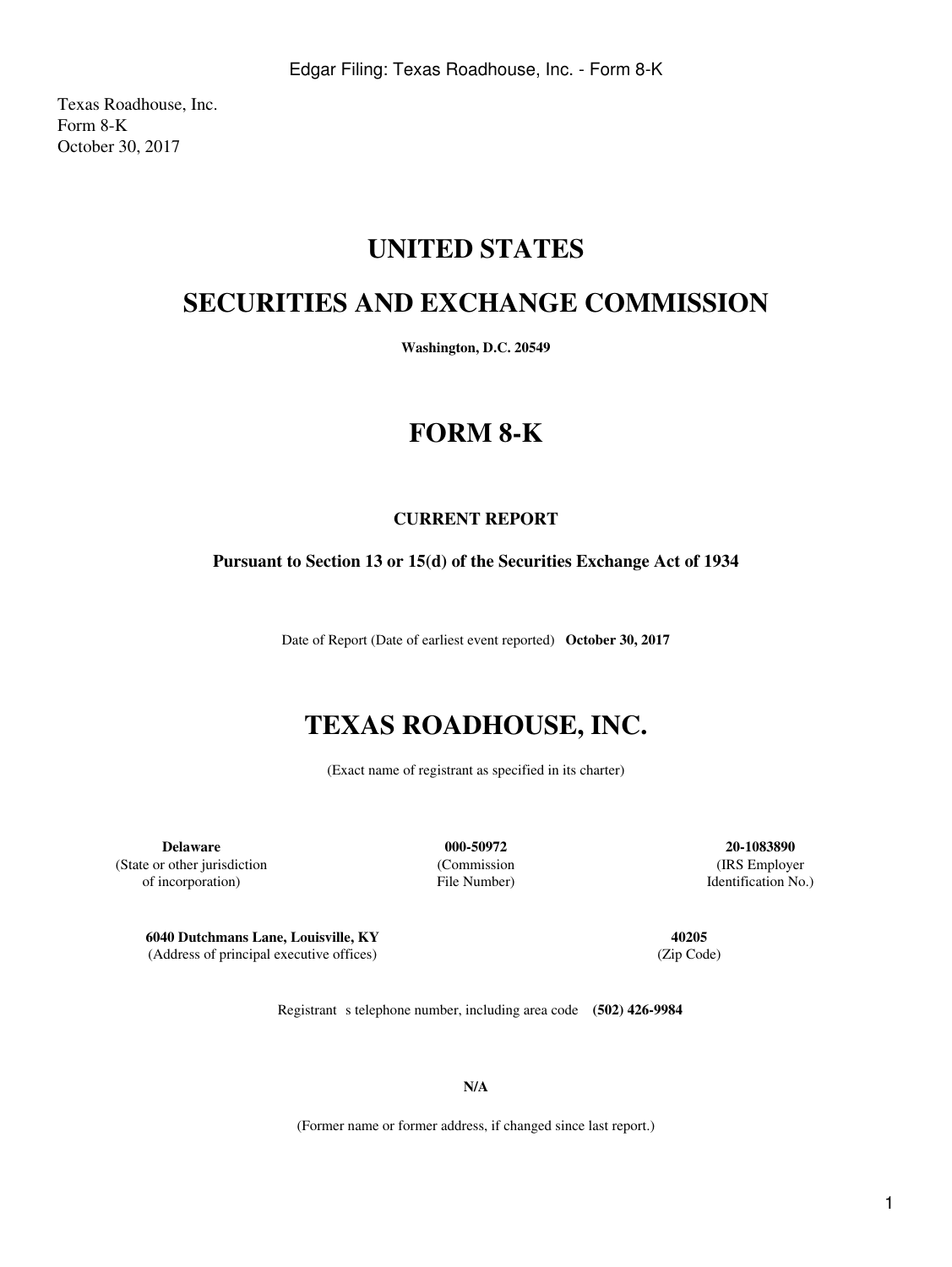Texas Roadhouse, Inc.
Form 8-K
October 30, 2017

# UNITED STATES

# SECURITIES AND EXCHANGE COMMISSION

**Washington, D.C. 20549**

# FORM 8-K

**CURRENT REPORT**

**Pursuant to Section 13 or 15(d) of the Securities Exchange Act of 1934**

Date of Report (Date of earliest event reported) **October 30, 2017**

# TEXAS ROADHOUSE, INC.

(Exact name of registrant as specified in its charter)

| **Delaware** | **000-50972** | **20-1083890** |
|---|---|---|
| (State or other jurisdiction of incorporation) | (Commission File Number) | (IRS Employer Identification No.) |

| **6040 Dutchmans Lane, Louisville, KY** | **40205** |
|---|---|
| (Address of principal executive offices) | (Zip Code) |

Registrant s telephone number, including area code **(502) 426-9984**

**N/A**

(Former name or former address, if changed since last report.)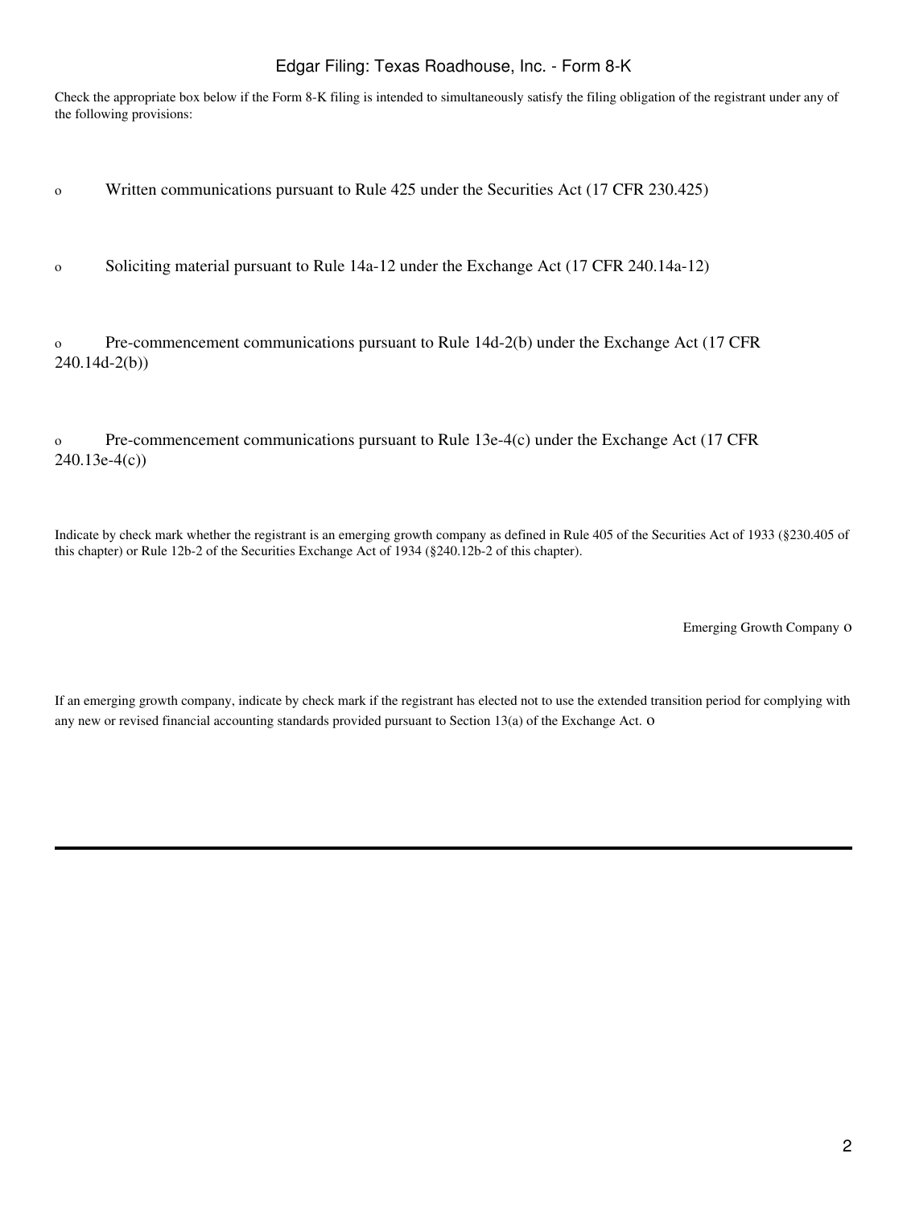Check the appropriate box below if the Form 8-K filing is intended to simultaneously satisfy the filing obligation of the registrant under any of the following provisions:

o Written communications pursuant to Rule 425 under the Securities Act (17 CFR 230.425)

o Soliciting material pursuant to Rule 14a-12 under the Exchange Act (17 CFR 240.14a-12)

o Pre-commencement communications pursuant to Rule 14d-2(b) under the Exchange Act (17 CFR 240.14d-2(b))

o Pre-commencement communications pursuant to Rule 13e-4(c) under the Exchange Act (17 CFR 240.13e-4(c))

Indicate by check mark whether the registrant is an emerging growth company as defined in Rule 405 of the Securities Act of 1933 (§230.405 of this chapter) or Rule 12b-2 of the Securities Exchange Act of 1934 (§240.12b-2 of this chapter).

Emerging Growth Company o

If an emerging growth company, indicate by check mark if the registrant has elected not to use the extended transition period for complying with any new or revised financial accounting standards provided pursuant to Section 13(a) of the Exchange Act. o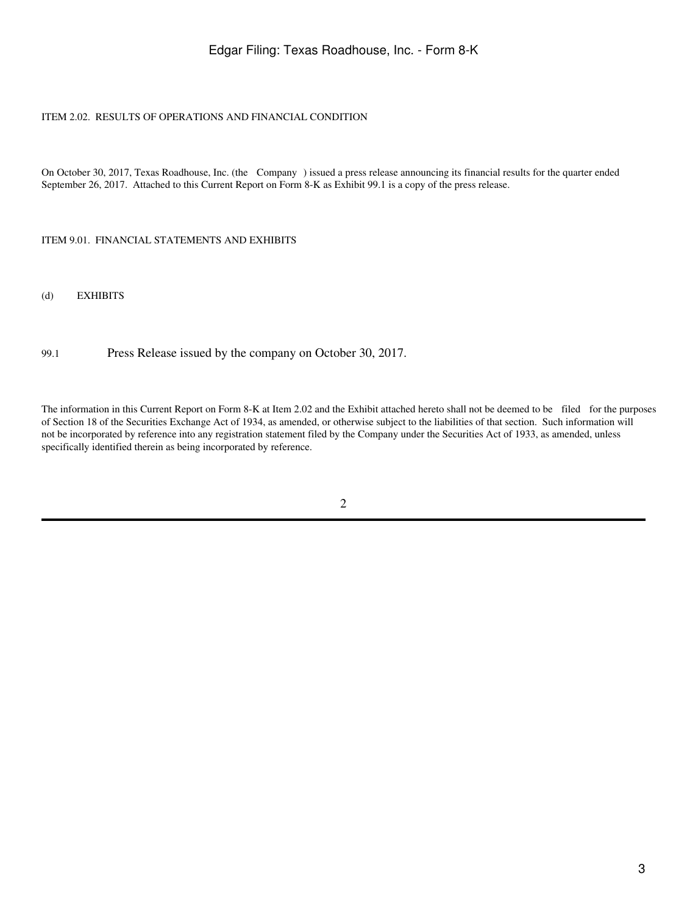ITEM 2.02. RESULTS OF OPERATIONS AND FINANCIAL CONDITION

On October 30, 2017, Texas Roadhouse, Inc. (the Company ) issued a press release announcing its financial results for the quarter ended September 26, 2017. Attached to this Current Report on Form 8-K as Exhibit 99.1 is a copy of the press release.

ITEM 9.01. FINANCIAL STATEMENTS AND EXHIBITS

(d) EXHIBITS

99.1 Press Release issued by the company on October 30, 2017.

The information in this Current Report on Form 8-K at Item 2.02 and the Exhibit attached hereto shall not be deemed to be filed for the purposes of Section 18 of the Securities Exchange Act of 1934, as amended, or otherwise subject to the liabilities of that section. Such information will not be incorporated by reference into any registration statement filed by the Company under the Securities Act of 1933, as amended, unless specifically identified therein as being incorporated by reference.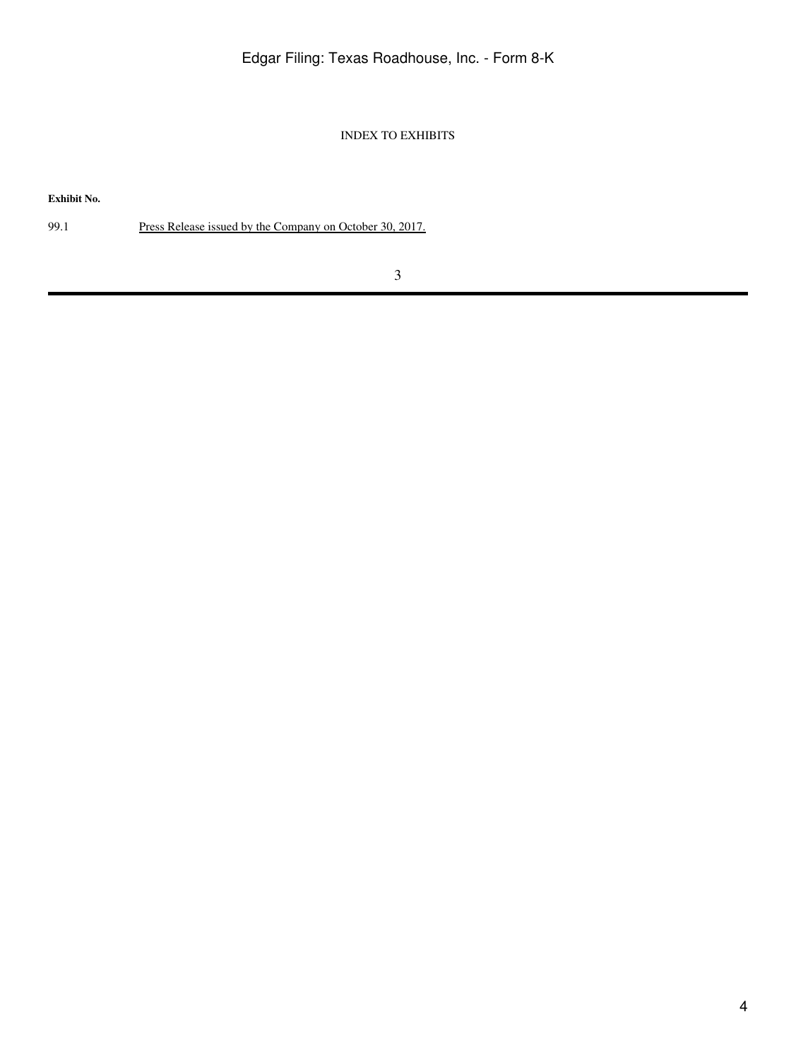INDEX TO EXHIBITS

| Exhibit No. | |
|---|---|
| 99.1 | Press Release issued by the Company on October 30, 2017. |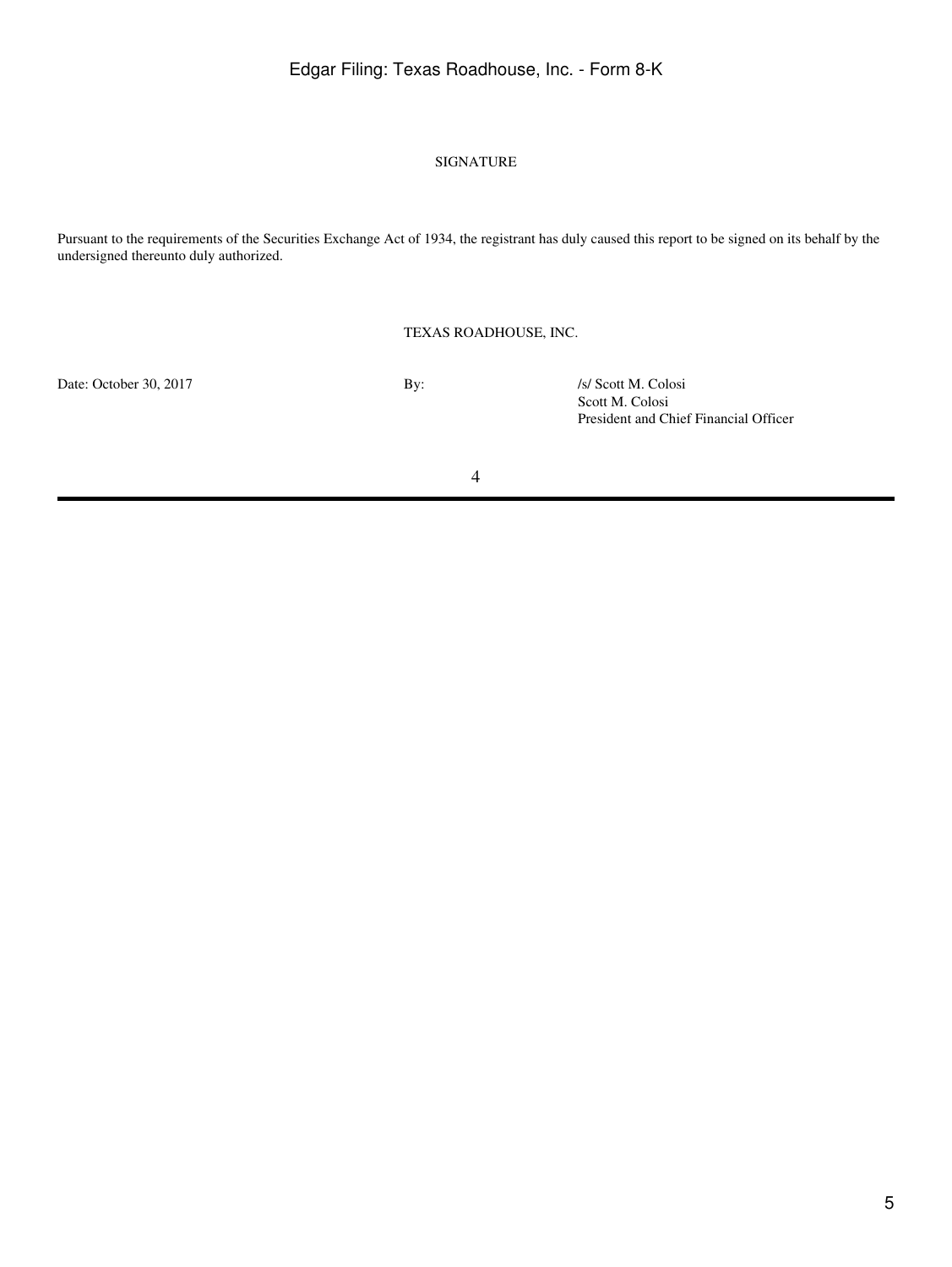## SIGNATURE

Pursuant to the requirements of the Securities Exchange Act of 1934, the registrant has duly caused this report to be signed on its behalf by the undersigned thereunto duly authorized.

TEXAS ROADHOUSE, INC.

| | | |
|---|---|---|
| Date: October 30, 2017 | By: | /s/ Scott M. Colosi |
| | | Scott M. Colosi |
| | | President and Chief Financial Officer |